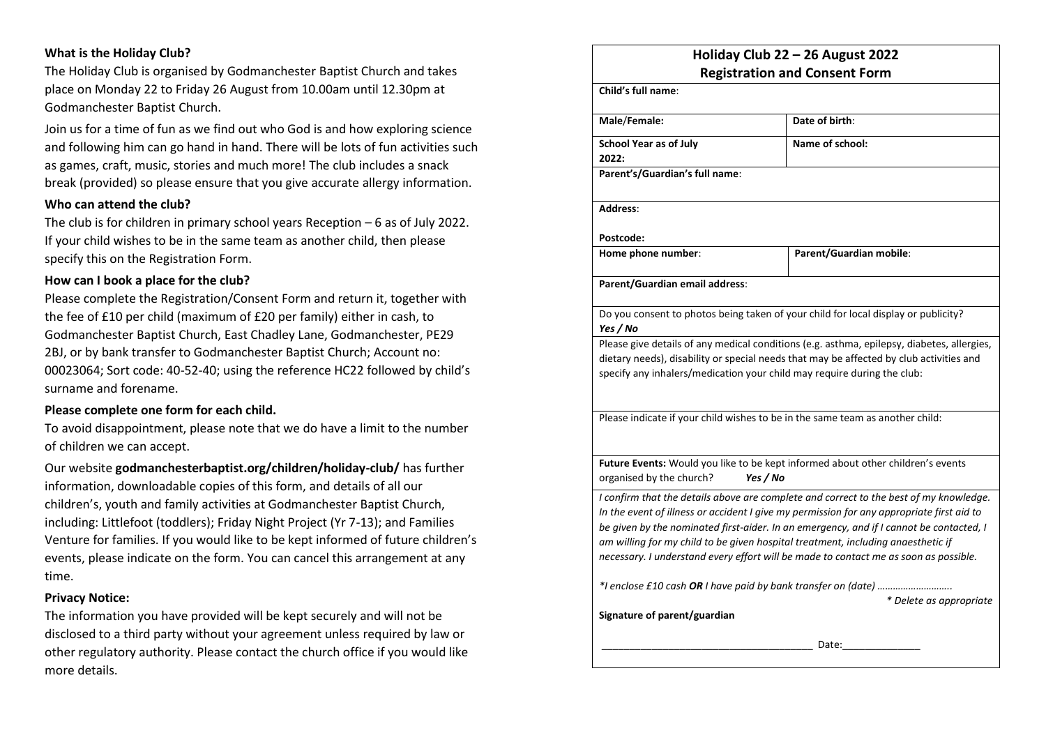### What is the Holiday Club?

The Holiday Club is organised by Godmanchester Baptist Church and takes place on Monday 22 to Friday 26 August from 10.00am until 12.30pm at Godmanchester Baptist Church.

Join us for a time of fun as we find out who God is and how exploring science and following him can go hand in hand. There will be lots of fun activities such as games, craft, music, stories and much more! The club includes a snack break (provided) so please ensure that you give accurate allergy information.

### Who can attend the club?

The club is for children in primary school years Reception – 6 as of July 2022. If your child wishes to be in the same team as another child, then please specify this on the Registration Form.

### How can I book a place for the club?

Please complete the Registration/Consent Form and return it, together with the fee of £10 per child (maximum of £20 per family) either in cash, to Godmanchester Baptist Church, East Chadley Lane, Godmanchester, PE29 2BJ, or by bank transfer to Godmanchester Baptist Church; Account no: 00023064; Sort code: 40-52-40; using the reference HC22 followed by child's surname and forename.

### Please complete one form for each child.

To avoid disappointment, please note that we do have a limit to the number of children we can accept.

Our website **godmanchesterbaptist.org/children/holiday-club/** has further information, downloadable copies of this form, and details of all our children's, youth and family activities at Godmanchester Baptist Church, including: Littlefoot (toddlers); Friday Night Project (Yr 7-13); and Families Venture for families. If you would like to be kept informed of future children's events, please indicate on the form. You can cancel this arrangement at any time.

### Privacy Notice:

The information you have provided will be kept securely and will not be disclosed to a third party without your agreement unless required by law or other regulatory authority. Please contact the church office if you would like more details.

## Holiday Club 22 – 26 August 2022
## Registration and Consent Form

| **Child's full name**: | |
|---|---|
| **Male/Female:** | **Date of birth**: |
| **School Year as of July 2022:** | **Name of school:** |
| **Parent's/Guardian's full name**: | |
| **Address**:<br><br>**Postcode:** | |
| **Home phone number**: | **Parent/Guardian mobile**: |
| **Parent/Guardian email address**: | |
| Do you consent to photos being taken of your child for local display or publicity? ***Yes / No*** | |
| Please give details of any medical conditions (e.g. asthma, epilepsy, diabetes, allergies, dietary needs), disability or special needs that may be affected by club activities and specify any inhalers/medication your child may require during the club: | |
| Please indicate if your child wishes to be in the same team as another child: | |
| **Future Events:** Would you like to be kept informed about other children's events organised by the church? ***Yes / No*** | |

*I confirm that the details above are complete and correct to the best of my knowledge. In the event of illness or accident I give my permission for any appropriate first aid to be given by the nominated first-aider. In an emergency, and if I cannot be contacted, I am willing for my child to be given hospital treatment, including anaesthetic if necessary. I understand every effort will be made to contact me as soon as possible.*

*\*I enclose £10 cash **OR** I have paid by bank transfer on (date) ……………………….*

*\* Delete as appropriate*

**Signature of parent/guardian**

_____________________________________ Date:______________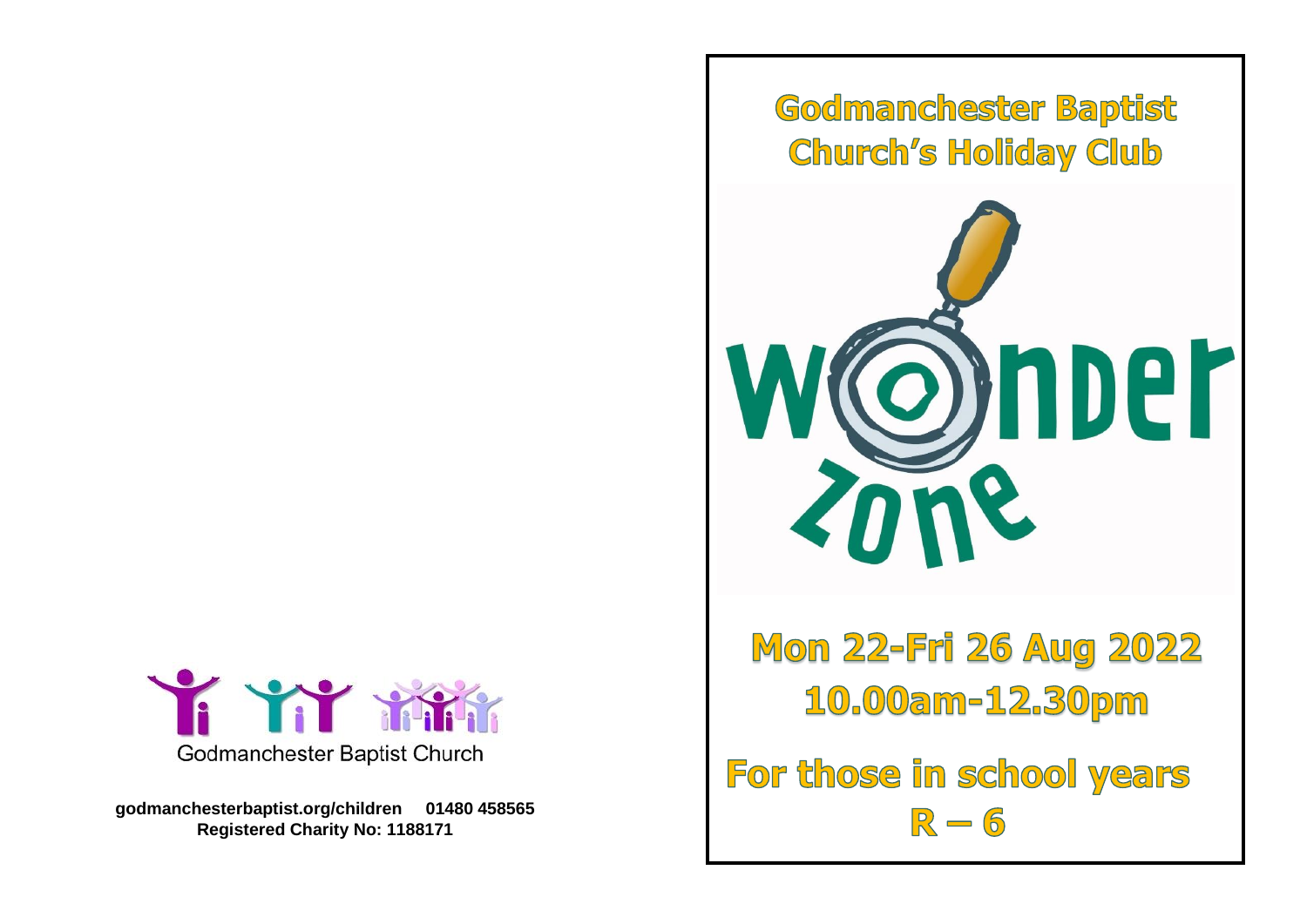Godmanchester Baptist Church

**godmanchesterbaptist.org/children 01480 458565**
**Registered Charity No: 1188171**

# Godmanchester Baptist Church's Holiday Club

Wonder Zone

## Mon 22-Fri 26 Aug 2022
## 10.00am-12.30pm

## For those in school years R – 6